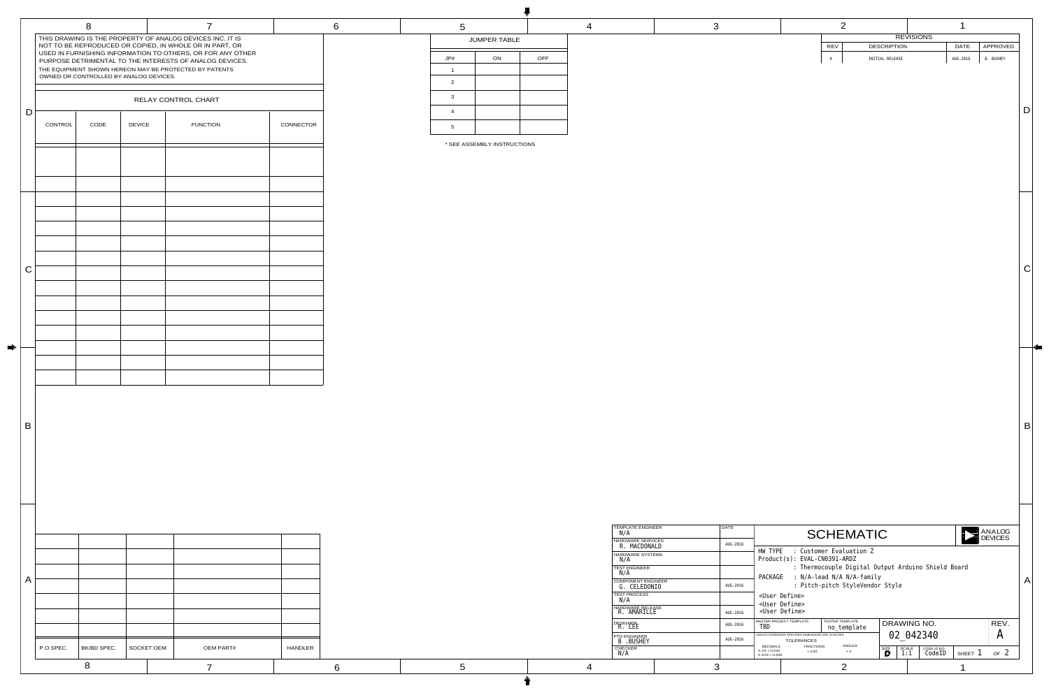THIS DRAWING IS THE PROPERTY OF ANALOG DEVICES INC. IT IS NOT TO BE REPRODUCED OR COPIED, IN WHOLE OR IN PART, OR USED IN FURNISHING INFORMATION TO OTHERS, OR FOR ANY OTHER PURPOSE DETRIMENTAL TO THE INTERESTS OF ANALOG DEVICES. THE EQUIPMENT SHOWN HEREON MAY BE PROTECTED BY PATENTS OWNED OR CONTROLLED BY ANALOG DEVICES.

## RELAY CONTROL CHART

| CONTROL | CODE | DEVICE | FUNCTION | CONNECTOR |
|---|---|---|---|---|
| | | | | |

## JUMPER TABLE

| JP# | ON | OFF |
|---|---|---|
| 1 | | |
| 2 | | |
| 3 | | |
| 4 | | |
| 5 | | |

* SEE ASSEMBLY INSTRUCTIONS

## REVISIONS

| REV | DESCRIPTION | DATE | APPROVED |
|---|---|---|---|
| A | INITIAL RELEASE | AUG-2016 | B. BUSHEY |

| P.O SPEC. | BK/BD SPEC. | SOCKET OEM | OEM PART# | HANDLER |
|---|---|---|---|---|
| | | | | |

| ROLE | NAME | DATE |
|---|---|---|
| TEMPLATE ENGINEER | N/A | |
| HARDWARE SERVICES | R. MACDONALD | AUG-2016 |
| HARDWARE SYSTEMS | N/A | |
| TEST ENGINEER | N/A | |
| COMPONENT ENGINEER | G. CELEDONIO | AUG-2016 |
| TEST PROCESS | N/A | |
| HARDWARE RELEASE | R. AMARILLE | AUG-2016 |
| DESIGNER | R. LEE | AUG-2016 |
| PTD ENGINEER | B .BUSHEY | AUG-2016 |
| CHECKER | N/A | |

# SCHEMATIC

ANALOG DEVICES

HW TYPE : Customer Evaluation Z
Product(s): EVAL-CN0391-ARDZ
: Thermocouple Digital Output Arduino Shield Board
PACKAGE : N/A-lead N/A N/A-family
: Pitch-pitch StyleVendor Style
<User Define>
<User Define>
<User Define>

MASTER PROJECT TEMPLATE: TBD
TESTER TEMPLATE: no_template

UNLESS OTHERWISE SPECIFIED DIMENSIONS ARE IN INCHES
TOLERANCES
DECIMALS X.XX ±0.010 X.XXX ±0.005
FRACTIONS +-1/32
ANGLES +-2

DRAWING NO. 02_042340
REV. A
SIZE D
SCALE 1:1
CODE ID NO. CodeID
SHEET 1 OF 2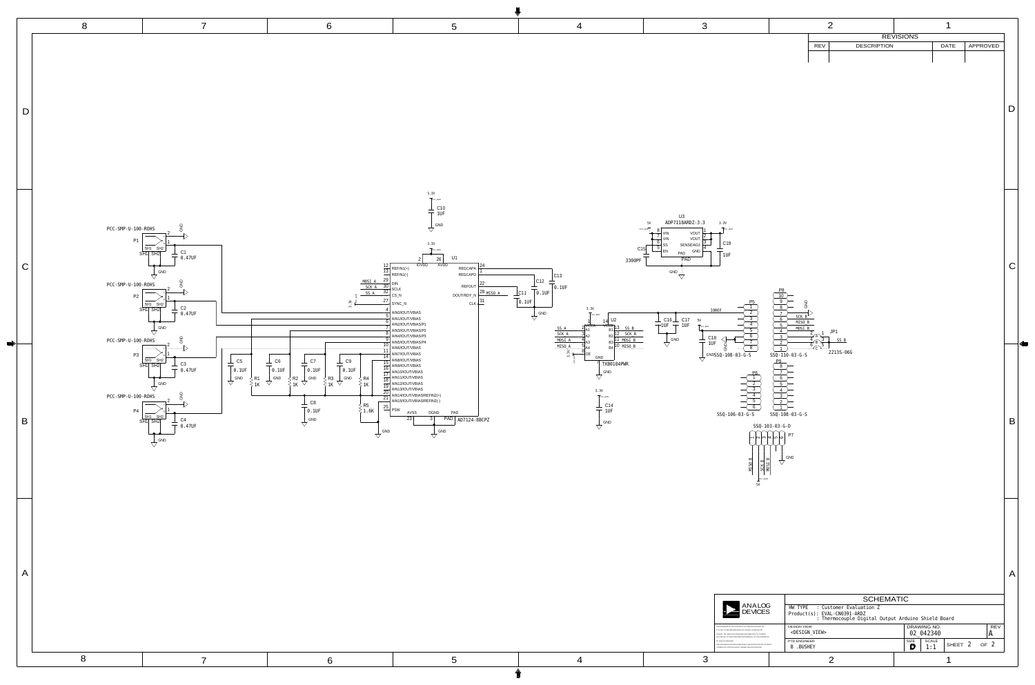| REVISIONS | | | |
| --- | --- | --- | --- |
| REV | DESCRIPTION | DATE | APPROVED |
| | | | |

PCC-SMP-U-100-ROHS
P1
C1 0.47UF

PCC-SMP-U-100-ROHS
P2
C2 0.47UF

PCC-SMP-U-100-ROHS
P3
C3 0.47UF

PCC-SMP-U-100-ROHS
P4
C4 0.47UF

C5 0.1UF
C6 0.1UF
C7 0.1UF
C9 0.1UF
R1 1K
R2 1K
R3 1K
R4 1K
C8 0.1UF
R5 1.6K

3.3V
C10 1UF
GND

U1
AD7124-8BCPZ

IOVDD AVDD
REFIN1(+)
REFIN1(-)
DIN
SCLK
CS_N
SYNC_N
AIN0/IOUT/VBIAS
AIN1/IOUT/VBIAS
AIN2/IOUT/VBIAS/P1
AIN3/IOUT/VBIAS/P2
AIN4/IOUT/VBIAS/P3
AIN5/IOUT/VBIAS/P4
AIN6/IOUT/VBIAS
AIN7/IOUT/VBIAS
AIN8/IOUT/VBIAS
AIN9/IOUT/VBIAS
AIN10/IOUT/VBIAS
AIN11/IOUT/VBIAS
AIN12/IOUT/VBIAS
AIN13/IOUT/VBIAS
AIN14/IOUT/VBIAS/REFIN2(+)
AIN15/IOUT/VBIAS/REFIN2(-)
PSW
AVSS DGND PAD
REGCAPA
REGCAPD
REFOUT
DOUT/RDY_N
CLK

MOSI A
SCK A
SS A
MISO A

C13
C12 0.1UF
C11 0.1UF

U2
TXB0104PWR
VCCA VCCB
A1 A2 A3 A4 OE
B1 B2 B3 B4
SS A, SCK A, MOSI A, MISO A
SS B, SCK B, MOSI B, MISO B

C14 1UF

U3
ADP7118ARDZ-3.3
VIN VIN SS EN
VOUT VOUT SENSE/ADJ GND PAD
C15 3300PF
C19 1UF

C16 1UF
C17 1UF
C18 1UF
IOREF

P5 SSQ-108-03-G-S
P8 SSQ-110-03-G-S
P9 SSQ-108-03-G-S
P6 SSQ-106-03-G-S
P7 SSQ-103-03-G-D
JP1 2213S-06G

SCK B
MISO B
MOSI B
SS B

| SCHEMATIC | | | |
| --- | --- | --- | --- |
| HW TYPE : Customer Evaluation Z<br>Product(s): EVAL-CN0391-ARDZ<br>: Thermocouple Digital Output Arduino Shield Board | | | |
| DESIGN VIEW<br><DESIGN_VIEW> | DRAWING NO.<br>02_042340 | | REV<br>A |
| PTD ENGINEER<br>B .BUSHEY | SIZE D | SCALE 1:1 | SHEET 2 OF 2 |